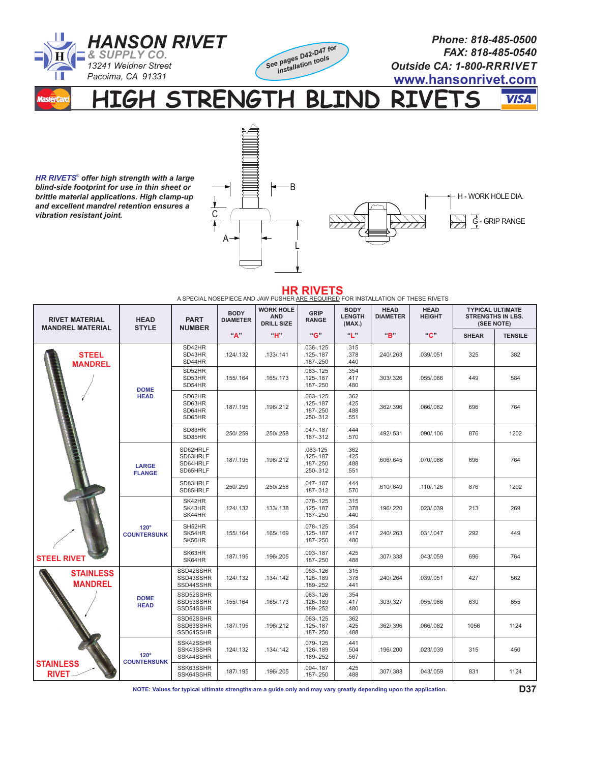**HANSON RIVET & SUPPLY CO.**
13241 Weidner Street
Pacoima, CA 91331

See pages D42-D47 for installation tools

**Phone: 818-485-0500**
**FAX: 818-485-0540**
**Outside CA: 1-800-RRRIVET**
**www.hansonrivet.com**

# HIGH STRENGTH BLIND RIVETS

***HR RIVETS® offer high strength with a large blind-side footprint for use in thin sheet or brittle material applications. High clamp-up and excellent mandrel retention ensures a vibration resistant joint.***

B
C
A
L
H - WORK HOLE DIA.
G - GRIP RANGE

## HR RIVETS

A SPECIAL NOSEPIECE AND JAW PUSHER ARE REQUIRED FOR INSTALLATION OF THESE RIVETS

| RIVET MATERIAL / MANDREL MATERIAL | HEAD STYLE | PART NUMBER | BODY DIAMETER "A" | WORK HOLE AND DRILL SIZE "H" | GRIP RANGE "G" | BODY LENGTH (MAX.) "L" | HEAD DIAMETER "B" | HEAD HEIGHT "C" | TYPICAL ULTIMATE STRENGTHS IN LBS. (SEE NOTE) SHEAR | TENSILE |
|---|---|---|---|---|---|---|---|---|---|---|
| STEEL MANDREL / STEEL RIVET | DOME HEAD | SD42HR<br>SD43HR<br>SD44HR | .124/.132 | .133/.141 | .036-.125<br>.125-.187<br>.187-.250 | .315<br>.378<br>.440 | .240/.263 | .039/.051 | 325 | 382 |
| | | SD52HR<br>SD53HR<br>SD54HR | .155/.164 | .165/.173 | .063-.125<br>.125-.187<br>.187-.250 | .354<br>.417<br>.480 | .303/.326 | .055/.066 | 449 | 584 |
| | | SD62HR<br>SD63HR<br>SD64HR<br>SD65HR | .187/.195 | .196/.212 | .063-.125<br>.125-.187<br>.187-.250<br>.250-.312 | .362<br>.425<br>.488<br>.551 | .362/.396 | .066/.082 | 696 | 764 |
| | | SD83HR<br>SD85HR | .250/.259 | .250/.258 | .047-.187<br>.187-.312 | .444<br>.570 | .492/.531 | .090/.106 | 876 | 1202 |
| | LARGE FLANGE | SD62HRLF<br>SD63HRLF<br>SD64HRLF<br>SD65HRLF | .187/.195 | .196/.212 | .063-125<br>.125-.187<br>.187-.250<br>.250-.312 | .362<br>.425<br>.488<br>.551 | .606/.645 | .070/.086 | 696 | 764 |
| | | SD83HRLF<br>SD85HRLF | .250/.259 | .250/.258 | .047-.187<br>.187-.312 | .444<br>.570 | .610/.649 | .110/.126 | 876 | 1202 |
| | 120° COUNTERSUNK | SK42HR<br>SK43HR<br>SK44HR | .124/.132 | .133/.138 | .078-.125<br>.125-.187<br>.187-.250 | .315<br>.378<br>.440 | .196/.220 | .023/.039 | 213 | 269 |
| | | SH52HR<br>SK54HR<br>SK56HR | .155/.164 | .165/.169 | .078-.125<br>.125-.187<br>.187-.250 | .354<br>.417<br>.480 | .240/.263 | .031/.047 | 292 | 449 |
| | | SK63HR<br>SK64HR | .187/.195 | .196/.205 | .093-.187<br>.187-.250 | .425<br>.488 | .307/.338 | .043/.059 | 696 | 764 |
| STAINLESS MANDREL / STAINLESS RIVET | DOME HEAD | SSD42SSHR<br>SSD43SSHR<br>SSD44SSHR | .124/.132 | .134/.142 | .063-.126<br>.126-.189<br>.189-.252 | .315<br>.378<br>.441 | .240/.264 | .039/.051 | 427 | 562 |
| | | SSD52SSHR<br>SSD53SSHR<br>SSD54SSHR | .155/.164 | .165/.173 | .063-.126<br>.126-.189<br>.189-.252 | .354<br>.417<br>.480 | .303/.327 | .055/.066 | 630 | 855 |
| | | SSD62SSHR<br>SSD63SSHR<br>SSD64SSHR | .187/.195 | .196/.212 | .063-.125<br>.125-.187<br>.187-.250 | .362<br>.425<br>.488 | .362/.396 | .066/.082 | 1056 | 1124 |
| | 120° COUNTERSUNK | SSK42SSHR<br>SSK43SSHR<br>SSK44SSHR | .124/.132 | .134/.142 | .079-.125<br>.126-.189<br>.189-.252 | .441<br>.504<br>.567 | .196/.200 | .023/.039 | 315 | 450 |
| | | SSK63SSHR<br>SSK64SSHR | .187/.195 | .196/.205 | .094-.187<br>.187-.250 | .425<br>.488 | .307/.388 | .043/.059 | 831 | 1124 |

**NOTE: Values for typical ultimate strengths are a guide only and may vary greatly depending upon the application.**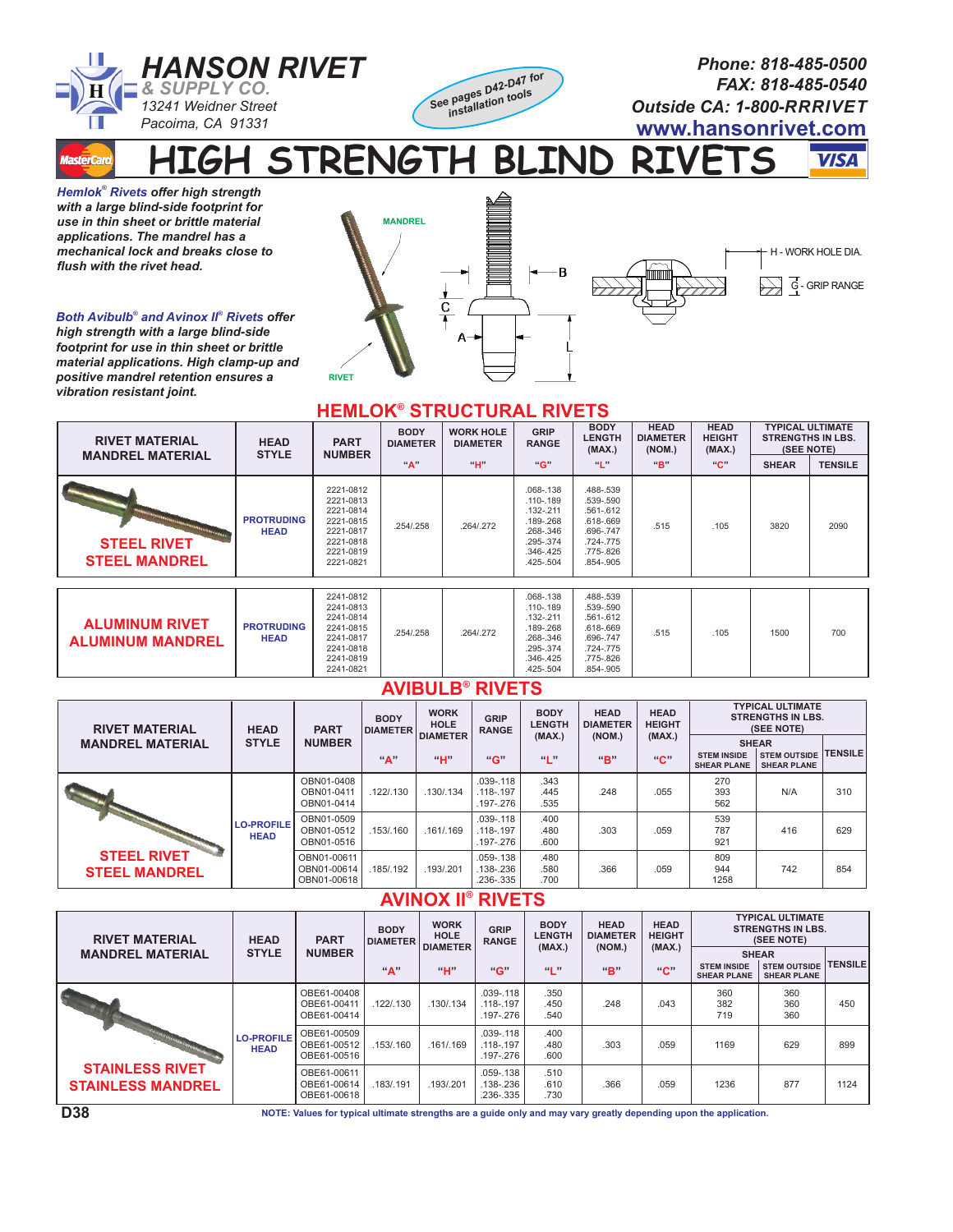# HANSON RIVET & SUPPLY CO.

13241 Weidner Street
Pacoima, CA 91331

See pages D42-D47 for installation tools

Phone: 818-485-0500
FAX: 818-485-0540
Outside CA: 1-800-RRRIVET
www.hansonrivet.com

# HIGH STRENGTH BLIND RIVETS

***Hemlok® Rivets** offer high strength with a large blind-side footprint for use in thin sheet or brittle material applications. The mandrel has a mechanical lock and breaks close to flush with the rivet head.*

***Both Avibulb® and Avinox II® Rivets** offer high strength with a large blind-side footprint for use in thin sheet or brittle material applications. High clamp-up and positive mandrel retention ensures a vibration resistant joint.*

MANDREL
RIVET
B
C
A
L
H - WORK HOLE DIA.
G - GRIP RANGE

## HEMLOK® STRUCTURAL RIVETS

| RIVET MATERIAL MANDREL MATERIAL | HEAD STYLE | PART NUMBER | BODY DIAMETER "A" | WORK HOLE DIAMETER "H" | GRIP RANGE "G" | BODY LENGTH (MAX.) "L" | HEAD DIAMETER (NOM.) "B" | HEAD HEIGHT (MAX.) "C" | TYPICAL ULTIMATE STRENGTHS IN LBS. (SEE NOTE) SHEAR | TENSILE |
|---|---|---|---|---|---|---|---|---|---|---|
| STEEL RIVET STEEL MANDREL | PROTRUDING HEAD | 2221-0812<br>2221-0813<br>2221-0814<br>2221-0815<br>2221-0817<br>2221-0818<br>2221-0819<br>2221-0821 | .254/.258 | .264/.272 | .068-.138<br>.110-.189<br>.132-.211<br>.189-.268<br>.268-.346<br>.295-.374<br>.346-.425<br>.425-.504 | .488-.539<br>.539-.590<br>.561-.612<br>.618-.669<br>.696-.747<br>.724-.775<br>.775-.826<br>.854-.905 | .515 | .105 | 3820 | 2090 |
| ALUMINUM RIVET ALUMINUM MANDREL | PROTRUDING HEAD | 2241-0812<br>2241-0813<br>2241-0814<br>2241-0815<br>2241-0817<br>2241-0818<br>2241-0819<br>2241-0821 | .254/.258 | .264/.272 | .068-.138<br>.110-.189<br>.132-.211<br>.189-.268<br>.268-.346<br>.295-.374<br>.346-.425<br>.425-.504 | .488-.539<br>.539-.590<br>.561-.612<br>.618-.669<br>.696-.747<br>.724-.775<br>.775-.826<br>.854-.905 | .515 | .105 | 1500 | 700 |

## AVIBULB® RIVETS

| RIVET MATERIAL MANDREL MATERIAL | HEAD STYLE | PART NUMBER | BODY DIAMETER "A" | WORK HOLE DIAMETER "H" | GRIP RANGE "G" | BODY LENGTH (MAX.) "L" | HEAD DIAMETER (NOM.) "B" | HEAD HEIGHT (MAX.) "C" | TYPICAL ULTIMATE STRENGTHS IN LBS. (SEE NOTE) SHEAR: STEM INSIDE SHEAR PLANE | SHEAR: STEM OUTSIDE SHEAR PLANE | TENSILE |
|---|---|---|---|---|---|---|---|---|---|---|---|
| STEEL RIVET STEEL MANDREL | LO-PROFILE HEAD | OBN01-0408<br>OBN01-0411<br>OBN01-0414 | .122/.130 | .130/.134 | .039-.118<br>.118-.197<br>.197-.276 | .343<br>.445<br>.535 | .248 | .055 | 270<br>393<br>562 | N/A | 310 |
| | | OBN01-0509<br>OBN01-0512<br>OBN01-0516 | .153/.160 | .161/.169 | .039-.118<br>.118-.197<br>.197-.276 | .400<br>.480<br>.600 | .303 | .059 | 539<br>787<br>921 | 416 | 629 |
| | | OBN01-00611<br>OBN01-00614<br>OBN01-00618 | .185/.192 | .193/.201 | .059-.138<br>.138-.236<br>.236-.335 | .480<br>.580<br>.700 | .366 | .059 | 809<br>944<br>1258 | 742 | 854 |

## AVINOX II® RIVETS

| RIVET MATERIAL MANDREL MATERIAL | HEAD STYLE | PART NUMBER | BODY DIAMETER "A" | WORK HOLE DIAMETER "H" | GRIP RANGE "G" | BODY LENGTH (MAX.) "L" | HEAD DIAMETER (NOM.) "B" | HEAD HEIGHT (MAX.) "C" | TYPICAL ULTIMATE STRENGTHS IN LBS. (SEE NOTE) SHEAR: STEM INSIDE SHEAR PLANE | SHEAR: STEM OUTSIDE SHEAR PLANE | TENSILE |
|---|---|---|---|---|---|---|---|---|---|---|---|
| STAINLESS RIVET STAINLESS MANDREL | LO-PROFILE HEAD | OBE61-00408<br>OBE61-00411<br>OBE61-00414 | .122/.130 | .130/.134 | .039-.118<br>.118-.197<br>.197-.276 | .350<br>.450<br>.540 | .248 | .043 | 360<br>382<br>719 | 360<br>360<br>360 | 450 |
| | | OBE61-00509<br>OBE61-00512<br>OBE61-00516 | .153/.160 | .161/.169 | .039-.118<br>.118-.197<br>.197-.276 | .400<br>.480<br>.600 | .303 | .059 | 1169 | 629 | 899 |
| | | OBE61-00611<br>OBE61-00614<br>OBE61-00618 | .183/.191 | .193/.201 | .059-.138<br>.138-.236<br>.236-.335 | .510<br>.610<br>.730 | .366 | .059 | 1236 | 877 | 1124 |

**NOTE: Values for typical ultimate strengths are a guide only and may vary greatly depending upon the application.**